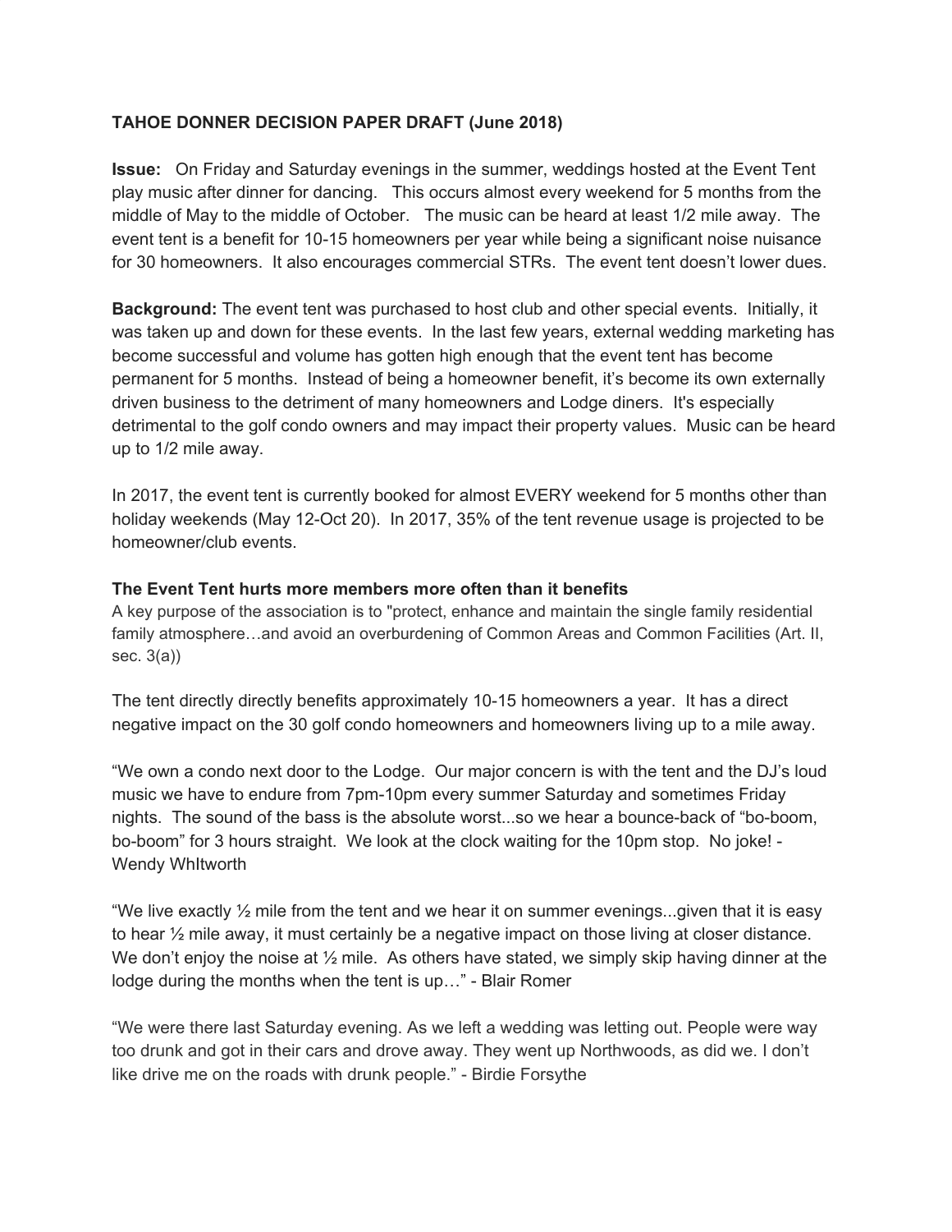**TAHOE DONNER DECISION PAPER DRAFT (June 2018)**

**Issue:** On Friday and Saturday evenings in the summer, weddings hosted at the Event Tent play music after dinner for dancing. This occurs almost every weekend for 5 months from the middle of May to the middle of October. The music can be heard at least 1/2 mile away. The event tent is a benefit for 10-15 homeowners per year while being a significant noise nuisance for 30 homeowners. It also encourages commercial STRs. The event tent doesn't lower dues.

**Background:** The event tent was purchased to host club and other special events. Initially, it was taken up and down for these events. In the last few years, external wedding marketing has become successful and volume has gotten high enough that the event tent has become permanent for 5 months. Instead of being a homeowner benefit, it's become its own externally driven business to the detriment of many homeowners and Lodge diners. It's especially detrimental to the golf condo owners and may impact their property values. Music can be heard up to 1/2 mile away.

In 2017, the event tent is currently booked for almost EVERY weekend for 5 months other than holiday weekends (May 12-Oct 20). In 2017, 35% of the tent revenue usage is projected to be homeowner/club events.

**The Event Tent hurts more members more often than it benefits**

A key purpose of the association is to "protect, enhance and maintain the single family residential family atmosphere…and avoid an overburdening of Common Areas and Common Facilities (Art. II, sec. 3(a))

The tent directly directly benefits approximately 10-15 homeowners a year. It has a direct negative impact on the 30 golf condo homeowners and homeowners living up to a mile away.

"We own a condo next door to the Lodge. Our major concern is with the tent and the DJ's loud music we have to endure from 7pm-10pm every summer Saturday and sometimes Friday nights. The sound of the bass is the absolute worst...so we hear a bounce-back of "bo-boom, bo-boom" for 3 hours straight. We look at the clock waiting for the 10pm stop. No joke! - Wendy WhItworth

"We live exactly ½ mile from the tent and we hear it on summer evenings...given that it is easy to hear ½ mile away, it must certainly be a negative impact on those living at closer distance. We don't enjoy the noise at ½ mile. As others have stated, we simply skip having dinner at the lodge during the months when the tent is up…" - Blair Romer

"We were there last Saturday evening. As we left a wedding was letting out. People were way too drunk and got in their cars and drove away. They went up Northwoods, as did we. I don't like drive me on the roads with drunk people." - Birdie Forsythe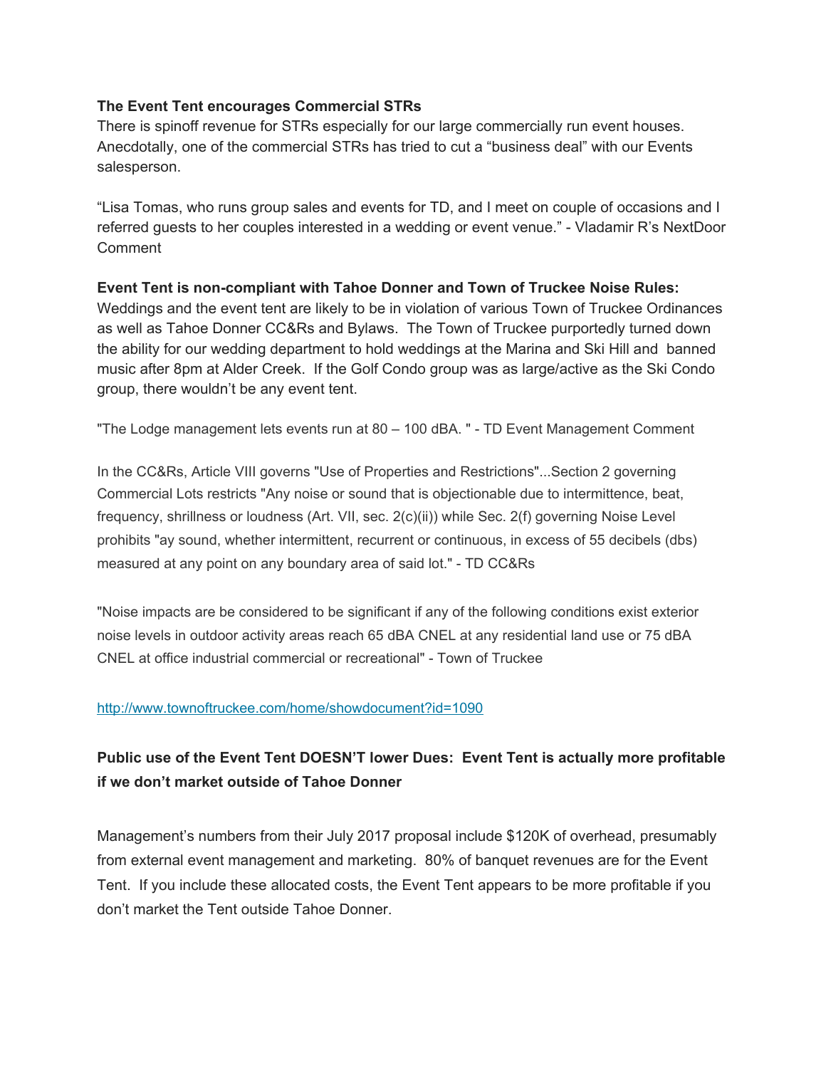**The Event Tent encourages Commercial STRs**

There is spinoff revenue for STRs especially for our large commercially run event houses. Anecdotally, one of the commercial STRs has tried to cut a "business deal" with our Events salesperson.

"Lisa Tomas, who runs group sales and events for TD, and I meet on couple of occasions and I referred guests to her couples interested in a wedding or event venue." - Vladamir R's NextDoor Comment

**Event Tent is non-compliant with Tahoe Donner and Town of Truckee Noise Rules:**

Weddings and the event tent are likely to be in violation of various Town of Truckee Ordinances as well as Tahoe Donner CC&Rs and Bylaws. The Town of Truckee purportedly turned down the ability for our wedding department to hold weddings at the Marina and Ski Hill and banned music after 8pm at Alder Creek. If the Golf Condo group was as large/active as the Ski Condo group, there wouldn't be any event tent.

"The Lodge management lets events run at 80 – 100 dBA. " - TD Event Management Comment

In the CC&Rs, Article VIII governs "Use of Properties and Restrictions"...Section 2 governing Commercial Lots restricts "Any noise or sound that is objectionable due to intermittence, beat, frequency, shrillness or loudness (Art. VII, sec. 2(c)(ii)) while Sec. 2(f) governing Noise Level prohibits "ay sound, whether intermittent, recurrent or continuous, in excess of 55 decibels (dbs) measured at any point on any boundary area of said lot." - TD CC&Rs

"Noise impacts are be considered to be significant if any of the following conditions exist exterior noise levels in outdoor activity areas reach 65 dBA CNEL at any residential land use or 75 dBA CNEL at office industrial commercial or recreational" - Town of Truckee

http://www.townoftruckee.com/home/showdocument?id=1090

**Public use of the Event Tent DOESN'T lower Dues: Event Tent is actually more profitable if we don't market outside of Tahoe Donner**

Management's numbers from their July 2017 proposal include $120K of overhead, presumably from external event management and marketing. 80% of banquet revenues are for the Event Tent. If you include these allocated costs, the Event Tent appears to be more profitable if you don't market the Tent outside Tahoe Donner.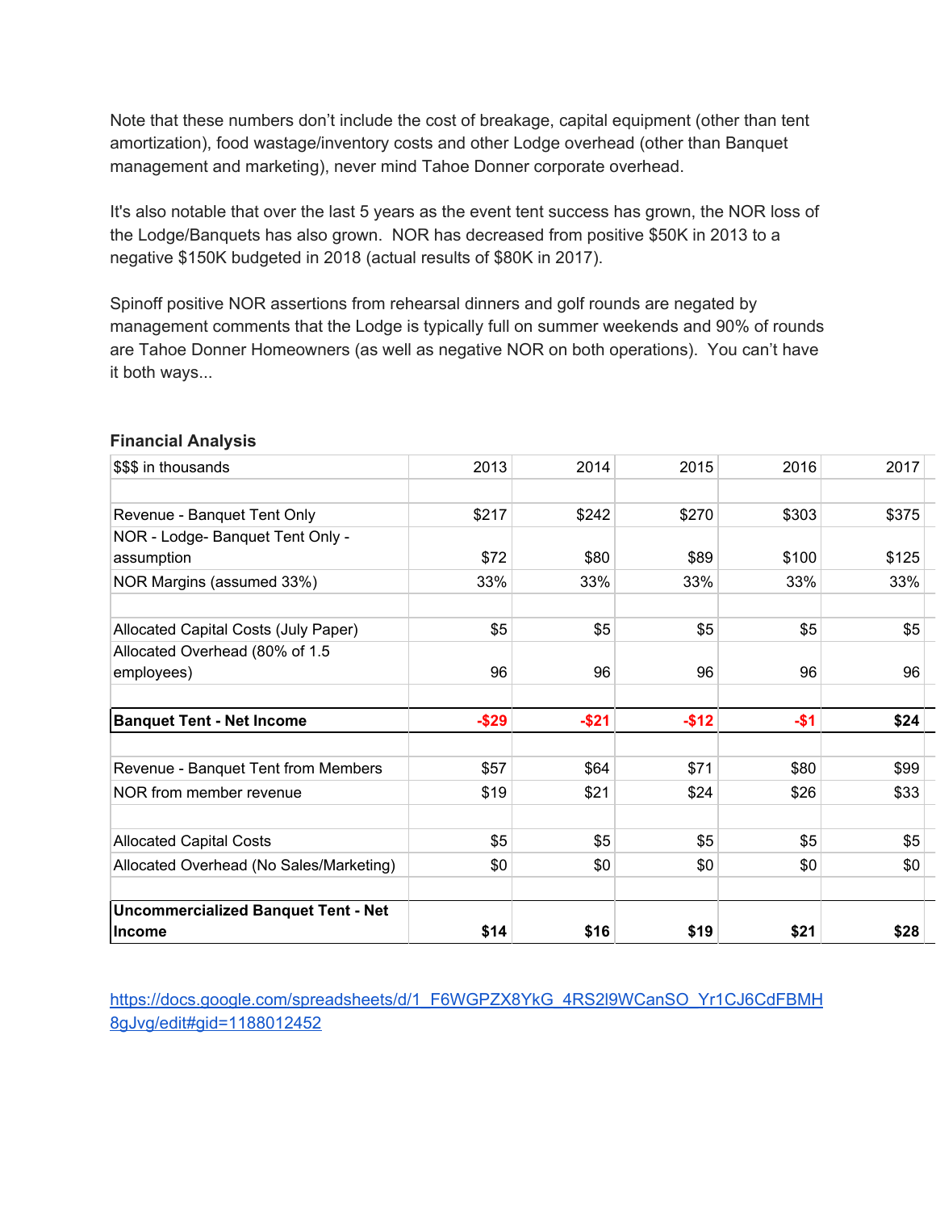Note that these numbers don't include the cost of breakage, capital equipment (other than tent amortization), food wastage/inventory costs and other Lodge overhead (other than Banquet management and marketing), never mind Tahoe Donner corporate overhead.

It's also notable that over the last 5 years as the event tent success has grown, the NOR loss of the Lodge/Banquets has also grown. NOR has decreased from positive $50K in 2013 to a negative $150K budgeted in 2018 (actual results of $80K in 2017).

Spinoff positive NOR assertions from rehearsal dinners and golf rounds are negated by management comments that the Lodge is typically full on summer weekends and 90% of rounds are Tahoe Donner Homeowners (as well as negative NOR on both operations). You can't have it both ways...

### Financial Analysis

| $$$ in thousands | 2013 | 2014 | 2015 | 2016 | 2017 |
|---|---|---|---|---|---|
| | | | | | |
| Revenue - Banquet Tent Only | $217 | $242 | $270 | $303 | $375 |
| NOR - Lodge- Banquet Tent Only - assumption | $72 | $80 | $89 | $100 | $125 |
| NOR Margins (assumed 33%) | 33% | 33% | 33% | 33% | 33% |
| | | | | | |
| Allocated Capital Costs (July Paper) | $5 | $5 | $5 | $5 | $5 |
| Allocated Overhead (80% of 1.5 employees) | 96 | 96 | 96 | 96 | 96 |
| | | | | | |
| **Banquet Tent - Net Income** | **-$29** | **-$21** | **-$12** | **-$1** | **$24** |
| | | | | | |
| Revenue - Banquet Tent from Members | $57 | $64 | $71 | $80 | $99 |
| NOR from member revenue | $19 | $21 | $24 | $26 | $33 |
| | | | | | |
| Allocated Capital Costs | $5 | $5 | $5 | $5 | $5 |
| Allocated Overhead (No Sales/Marketing) | $0 | $0 | $0 | $0 | $0 |
| | | | | | |
| **Uncommercialized Banquet Tent - Net Income** | **$14** | **$16** | **$19** | **$21** | **$28** |

https://docs.google.com/spreadsheets/d/1_F6WGPZX8YkG_4RS2l9WCanSO_Yr1CJ6CdFBMH8gJvg/edit#gid=1188012452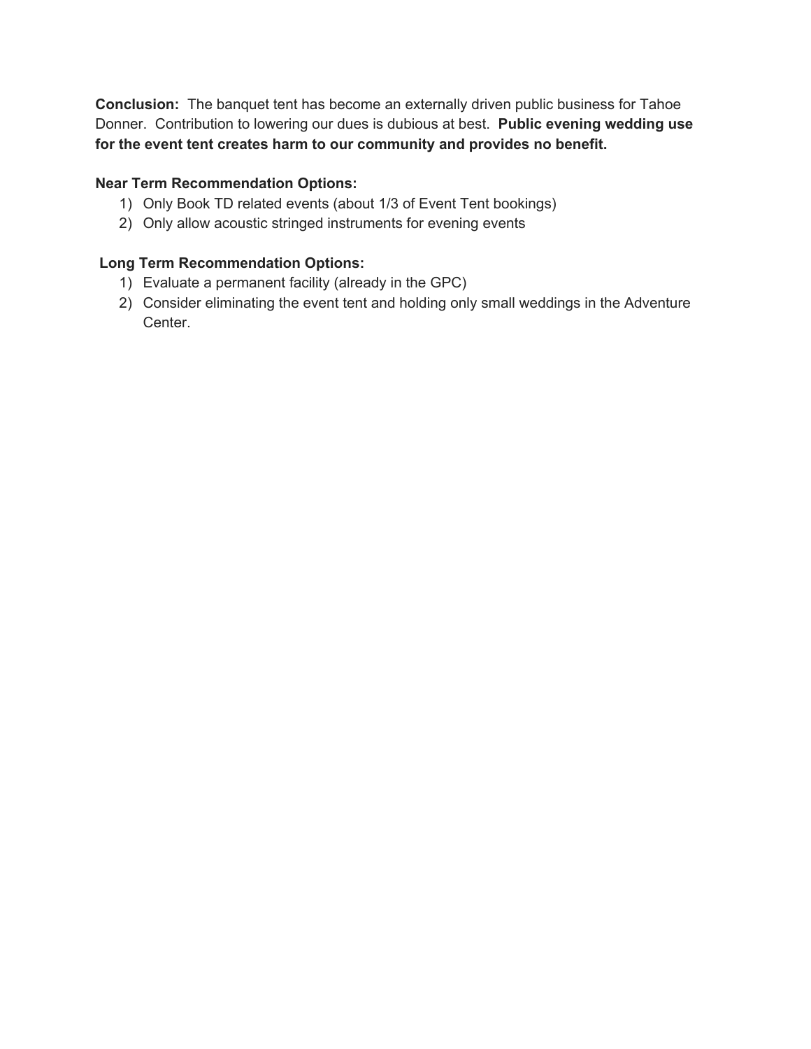**Conclusion:** The banquet tent has become an externally driven public business for Tahoe Donner. Contribution to lowering our dues is dubious at best. **Public evening wedding use for the event tent creates harm to our community and provides no benefit.**

**Near Term Recommendation Options:**

1) Only Book TD related events (about 1/3 of Event Tent bookings)
2) Only allow acoustic stringed instruments for evening events

**Long Term Recommendation Options:**

1) Evaluate a permanent facility (already in the GPC)
2) Consider eliminating the event tent and holding only small weddings in the Adventure Center.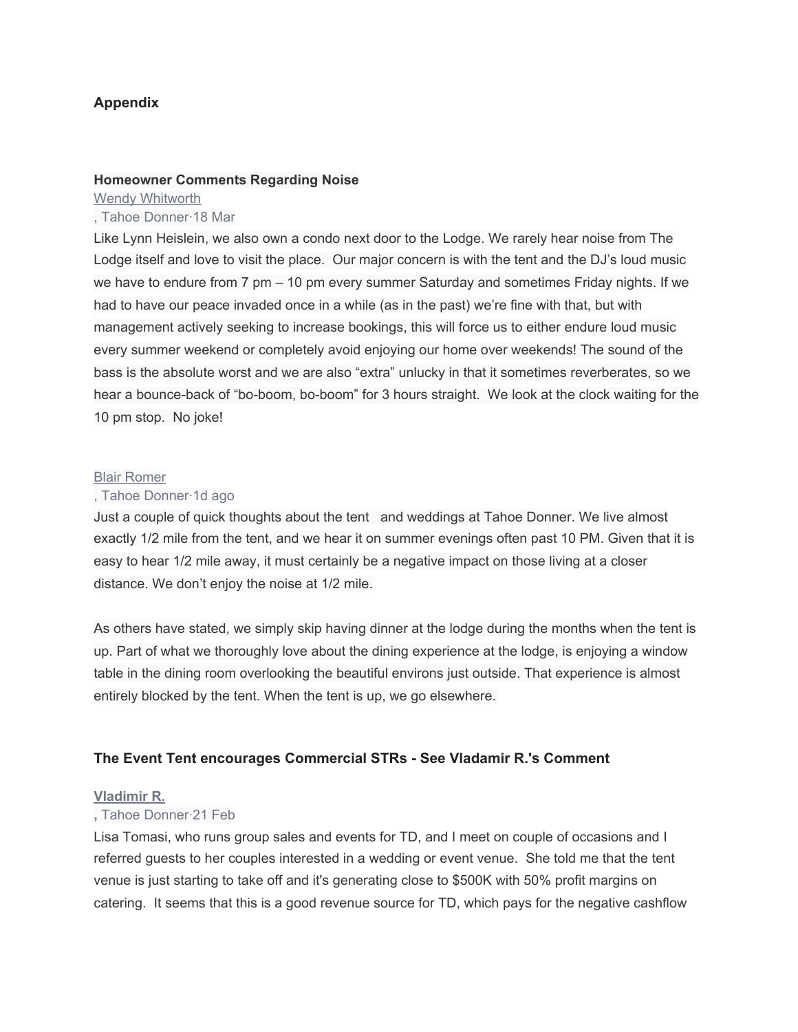### Appendix

#### Homeowner Comments Regarding Noise

Wendy Whitworth

, Tahoe Donner·18 Mar

Like Lynn Heislein, we also own a condo next door to the Lodge. We rarely hear noise from The Lodge itself and love to visit the place. Our major concern is with the tent and the DJ's loud music we have to endure from 7 pm – 10 pm every summer Saturday and sometimes Friday nights. If we had to have our peace invaded once in a while (as in the past) we're fine with that, but with management actively seeking to increase bookings, this will force us to either endure loud music every summer weekend or completely avoid enjoying our home over weekends! The sound of the bass is the absolute worst and we are also "extra" unlucky in that it sometimes reverberates, so we hear a bounce-back of "bo-boom, bo-boom" for 3 hours straight. We look at the clock waiting for the 10 pm stop. No joke!

Blair Romer

, Tahoe Donner·1d ago

Just a couple of quick thoughts about the tent and weddings at Tahoe Donner. We live almost exactly 1/2 mile from the tent, and we hear it on summer evenings often past 10 PM. Given that it is easy to hear 1/2 mile away, it must certainly be a negative impact on those living at a closer distance. We don't enjoy the noise at 1/2 mile.

As others have stated, we simply skip having dinner at the lodge during the months when the tent is up. Part of what we thoroughly love about the dining experience at the lodge, is enjoying a window table in the dining room overlooking the beautiful environs just outside. That experience is almost entirely blocked by the tent. When the tent is up, we go elsewhere.

#### The Event Tent encourages Commercial STRs - See Vladamir R.'s Comment

**Vladimir R.**

**,** Tahoe Donner·21 Feb

Lisa Tomasi, who runs group sales and events for TD, and I meet on couple of occasions and I referred guests to her couples interested in a wedding or event venue. She told me that the tent venue is just starting to take off and it's generating close to $500K with 50% profit margins on catering. It seems that this is a good revenue source for TD, which pays for the negative cashflow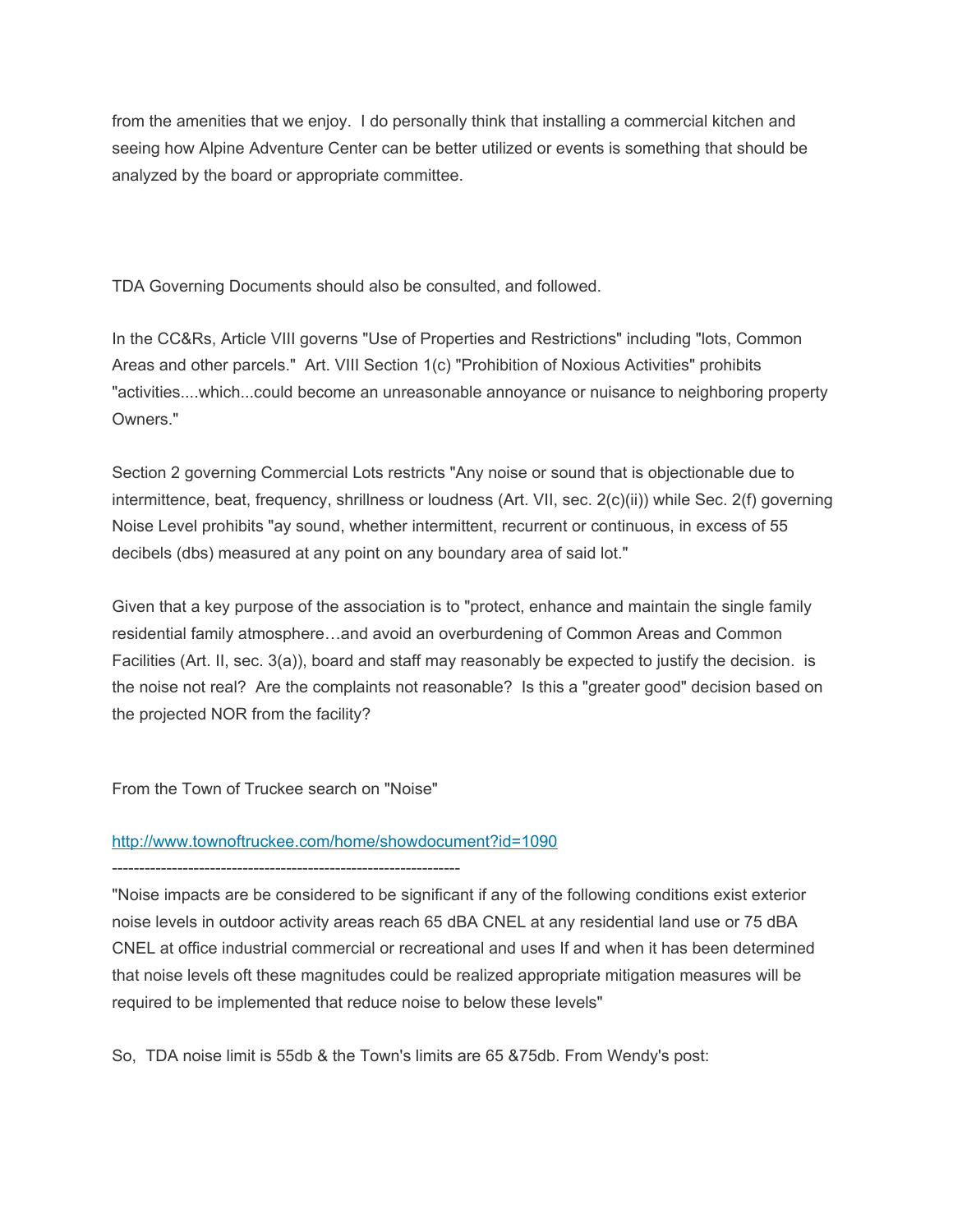from the amenities that we enjoy. I do personally think that installing a commercial kitchen and seeing how Alpine Adventure Center can be better utilized or events is something that should be analyzed by the board or appropriate committee.

TDA Governing Documents should also be consulted, and followed.

In the CC&Rs, Article VIII governs "Use of Properties and Restrictions" including "lots, Common Areas and other parcels." Art. VIII Section 1(c) "Prohibition of Noxious Activities" prohibits "activities....which...could become an unreasonable annoyance or nuisance to neighboring property Owners."

Section 2 governing Commercial Lots restricts "Any noise or sound that is objectionable due to intermittence, beat, frequency, shrillness or loudness (Art. VII, sec. 2(c)(ii)) while Sec. 2(f) governing Noise Level prohibits "ay sound, whether intermittent, recurrent or continuous, in excess of 55 decibels (dbs) measured at any point on any boundary area of said lot."

Given that a key purpose of the association is to "protect, enhance and maintain the single family residential family atmosphere…and avoid an overburdening of Common Areas and Common Facilities (Art. II, sec. 3(a)), board and staff may reasonably be expected to justify the decision. is the noise not real? Are the complaints not reasonable? Is this a "greater good" decision based on the projected NOR from the facility?

From the Town of Truckee search on "Noise"

http://www.townoftruckee.com/home/showdocument?id=1090

----------------------------------------------------------------

"Noise impacts are be considered to be significant if any of the following conditions exist exterior noise levels in outdoor activity areas reach 65 dBA CNEL at any residential land use or 75 dBA CNEL at office industrial commercial or recreational and uses If and when it has been determined that noise levels oft these magnitudes could be realized appropriate mitigation measures will be required to be implemented that reduce noise to below these levels"

So, TDA noise limit is 55db & the Town's limits are 65 &75db. From Wendy's post: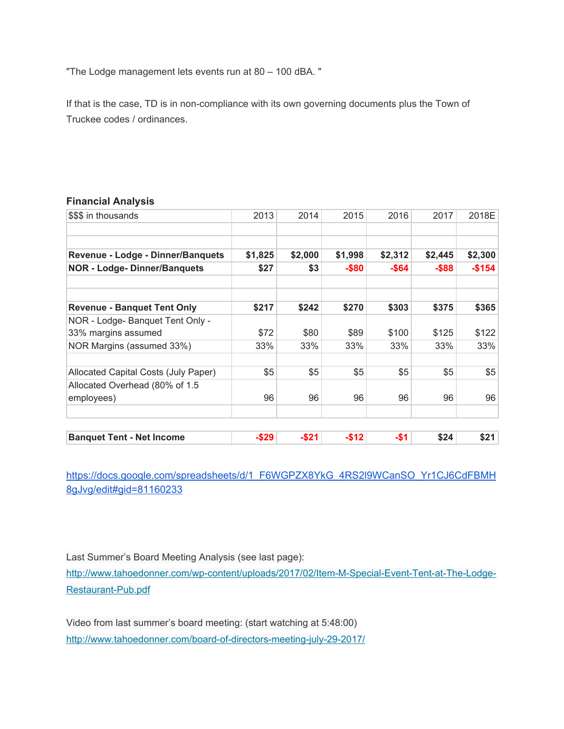"The Lodge management lets events run at 80 – 100 dBA. "

If that is the case, TD is in non-compliance with its own governing documents plus the Town of Truckee codes / ordinances.

**Financial Analysis**

| $$$ in thousands | 2013 | 2014 | 2015 | 2016 | 2017 | 2018E |
|---|---|---|---|---|---|---|
| | | | | | | |
| | | | | | | |
| **Revenue - Lodge - Dinner/Banquets** | **$1,825** | **$2,000** | **$1,998** | **$2,312** | **$2,445** | **$2,300** |
| **NOR - Lodge- Dinner/Banquets** | **$27** | **$3** | **-$80** | **-$64** | **-$88** | **-$154** |
| | | | | | | |
| | | | | | | |
| **Revenue - Banquet Tent Only** | **$217** | **$242** | **$270** | **$303** | **$375** | **$365** |
| NOR - Lodge- Banquet Tent Only - 33% margins assumed | $72 | $80 | $89 | $100 | $125 | $122 |
| NOR Margins (assumed 33%) | 33% | 33% | 33% | 33% | 33% | 33% |
| | | | | | | |
| Allocated Capital Costs (July Paper) | $5 | $5 | $5 | $5 | $5 | $5 |
| Allocated Overhead (80% of 1.5 employees) | 96 | 96 | 96 | 96 | 96 | 96 |
| | | | | | | |
| **Banquet Tent - Net Income** | **-$29** | **-$21** | **-$12** | **-$1** | **$24** | **$21** |

https://docs.google.com/spreadsheets/d/1_F6WGPZX8YkG_4RS2l9WCanSO_Yr1CJ6CdFBMH8gJvg/edit#gid=81160233

Last Summer's Board Meeting Analysis (see last page):
http://www.tahoedonner.com/wp-content/uploads/2017/02/Item-M-Special-Event-Tent-at-The-Lodge-Restaurant-Pub.pdf

Video from last summer's board meeting: (start watching at 5:48:00)
http://www.tahoedonner.com/board-of-directors-meeting-july-29-2017/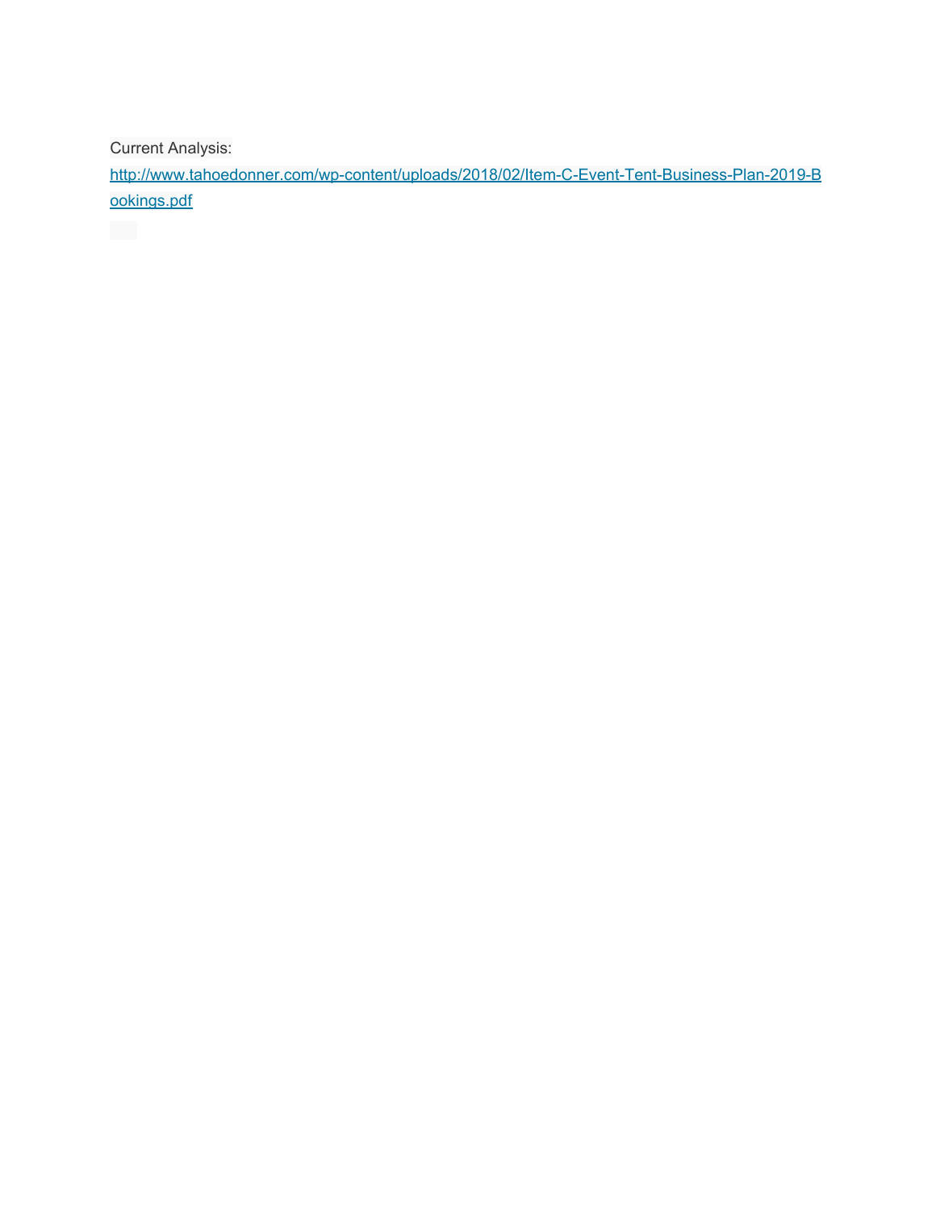Current Analysis:

[http://www.tahoedonner.com/wp-content/uploads/2018/02/Item-C-Event-Tent-Business-Plan-2019-Bookings.pdf](http://www.tahoedonner.com/wp-content/uploads/2018/02/Item-C-Event-Tent-Business-Plan-2019-Bookings.pdf)